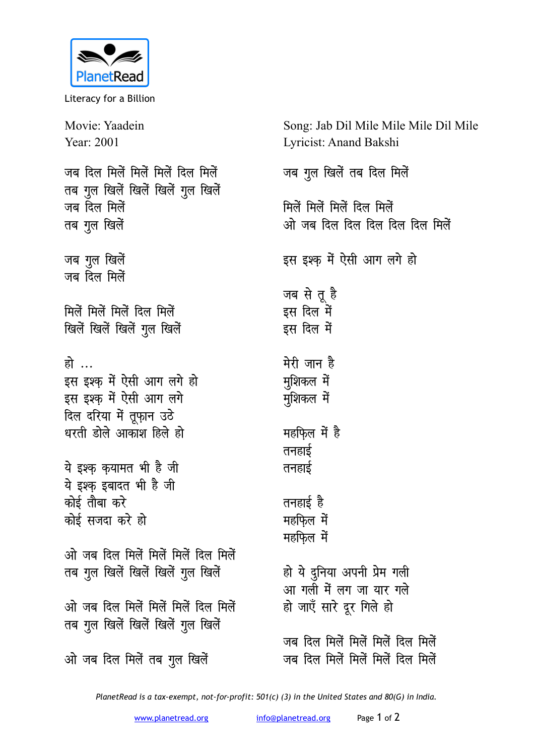PlanetRead

Literacy for a Billion

Movie: Yaadein
Year: 2001

Song: Jab Dil Mile Mile Mile Dil Mile
Lyricist: Anand Bakshi

जब दिल मिलें मिलें मिलें दिल मिलें
तब गुल खिलें खिलें खिलें गुल खिलें
जब दिल मिलें
तब गुल खिलें

जब गुल खिलें
जब दिल मिलें

मिलें मिलें मिलें दिल मिलें
खिलें खिलें खिलें गुल खिलें

हो ...
इस इश्क़ में ऐसी आग लगे हो
इस इश्क़ में ऐसी आग लगे
दिल दरिया में तूफ़ान उठे
धरती डोले आकाश हिले हो

ये इश्क़ क़यामत भी है जी
ये इश्क़ इबादत भी है जी
कोई तौबा करे
कोई सजदा करे हो

ओ जब दिल मिलें मिलें मिलें दिल मिलें
तब गुल खिलें खिलें खिलें गुल खिलें

ओ जब दिल मिलें मिलें मिलें दिल मिलें
तब गुल खिलें खिलें खिलें गुल खिलें

ओ जब दिल मिलें तब गुल खिलें

जब गुल खिलें तब दिल मिलें

मिलें मिलें मिलें दिल मिलें
ओ जब दिल दिल दिल दिल दिल मिलें

इस इश्क़ में ऐसी आग लगे हो

जब से तू है
इस दिल में
इस दिल में

मेरी जान है
मुशिकल में
मुशिकल में

महफ़िल में है
तनहाई
तनहाई

तनहाई है
महफ़िल में
महफ़िल में

हो ये दुनिया अपनी प्रेम गली
आ गली में लग जा यार गले
हो जाएँ सारे दूर गिले हो

जब दिल मिलें मिलें मिलें दिल मिलें
जब दिल मिलें मिलें मिलें दिल मिलें

*PlanetRead is a tax-exempt, not-for-profit: 501(c) (3) in the United States and 80(G) in India.*

www.planetread.org info@planetread.org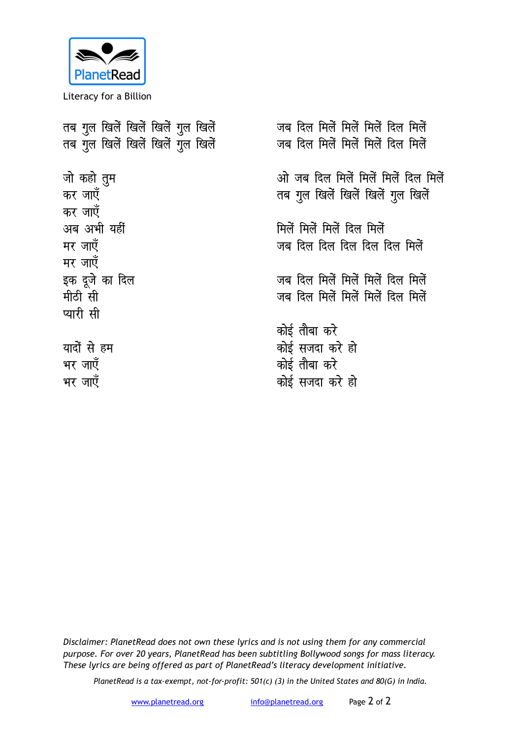तब गुल खिलें खिलें खिलें गुल खिलें
तब गुल खिलें खिलें खिलें गुल खिलें

जो कहो तुम
कर जाएँ
कर जाएँ
अब अभी यहीं
मर जाएँ
मर जाएँ
इक दूजे का दिल
मीठी सी
प्यारी सी

यादों से हम
भर जाएँ
भर जाएँ

जब दिल मिलें मिलें मिलें दिल मिलें
जब दिल मिलें मिलें मिलें दिल मिलें

ओ जब दिल मिलें मिलें मिलें दिल मिलें
तब गुल खिलें खिलें खिलें गुल खिलें

मिलें मिलें मिलें दिल मिलें
जब दिल दिल दिल दिल दिल मिलें

जब दिल मिलें मिलें मिलें दिल मिलें
जब दिल मिलें मिलें मिलें दिल मिलें

कोई तौबा करे
कोई सजदा करे हो
कोई तौबा करे
कोई सजदा करे हो

*Disclaimer: PlanetRead does not own these lyrics and is not using them for any commercial purpose. For over 20 years, PlanetRead has been subtitling Bollywood songs for mass literacy. These lyrics are being offered as part of PlanetRead's literacy development initiative.*

*PlanetRead is a tax-exempt, not-for-profit: 501(c) (3) in the United States and 80(G) in India.*

www.planetread.org info@planetread.org